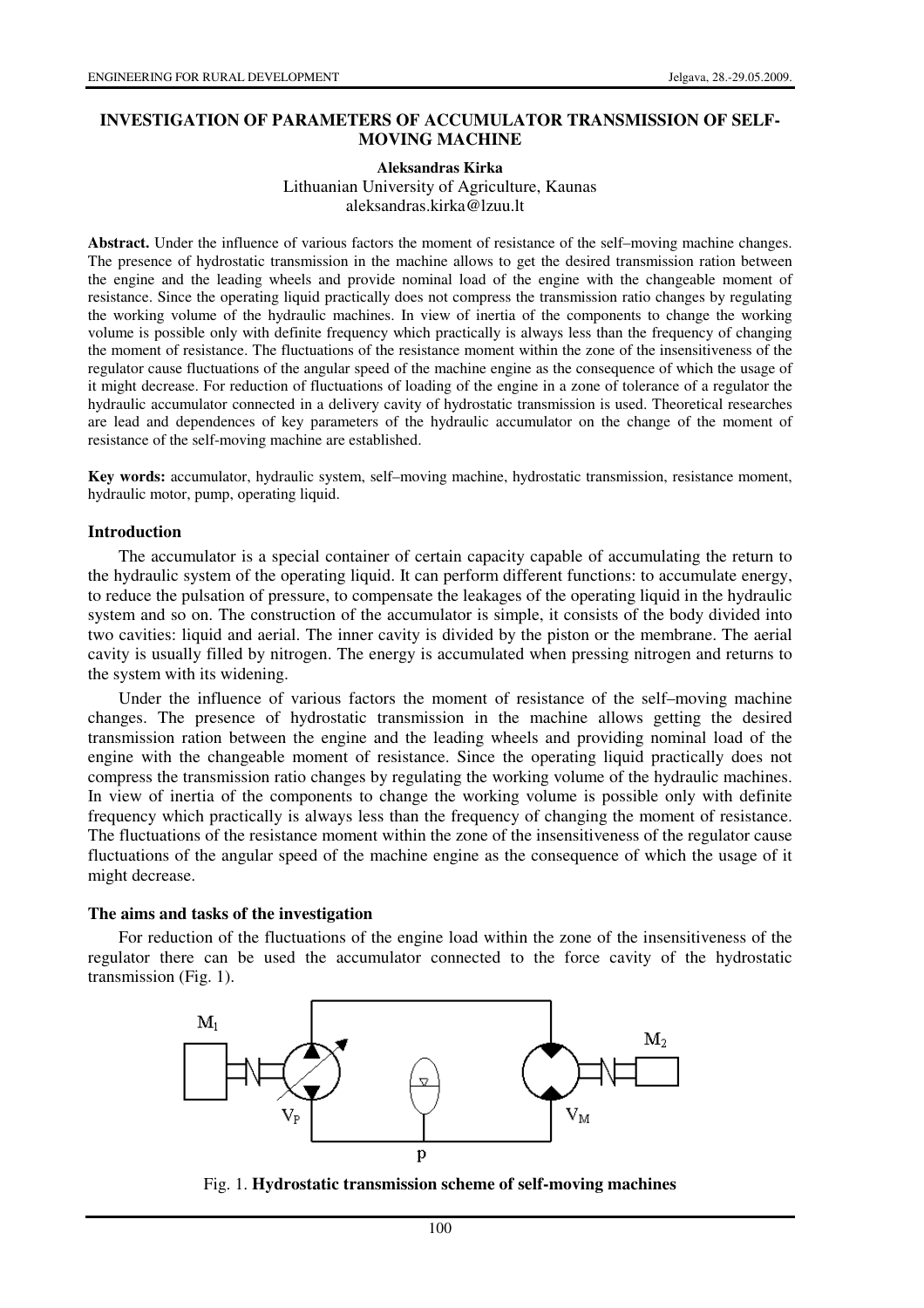# INVESTIGATION OF PARAMETERS OF ACCUMULATOR TRANSMISSION OF SELF-MOVING MACHINE

**Aleksandras Kirka**
Lithuanian University of Agriculture, Kaunas
aleksandras.kirka@lzuu.lt

**Abstract.** Under the influence of various factors the moment of resistance of the self–moving machine changes. The presence of hydrostatic transmission in the machine allows to get the desired transmission ration between the engine and the leading wheels and provide nominal load of the engine with the changeable moment of resistance. Since the operating liquid practically does not compress the transmission ratio changes by regulating the working volume of the hydraulic machines. In view of inertia of the components to change the working volume is possible only with definite frequency which practically is always less than the frequency of changing the moment of resistance. The fluctuations of the resistance moment within the zone of the insensitiveness of the regulator cause fluctuations of the angular speed of the machine engine as the consequence of which the usage of it might decrease. For reduction of fluctuations of loading of the engine in a zone of tolerance of a regulator the hydraulic accumulator connected in a delivery cavity of hydrostatic transmission is used. Theoretical researches are lead and dependences of key parameters of the hydraulic accumulator on the change of the moment of resistance of the self-moving machine are established.

**Key words:** accumulator, hydraulic system, self–moving machine, hydrostatic transmission, resistance moment, hydraulic motor, pump, operating liquid.

## Introduction

The accumulator is a special container of certain capacity capable of accumulating the return to the hydraulic system of the operating liquid. It can perform different functions: to accumulate energy, to reduce the pulsation of pressure, to compensate the leakages of the operating liquid in the hydraulic system and so on. The construction of the accumulator is simple, it consists of the body divided into two cavities: liquid and aerial. The inner cavity is divided by the piston or the membrane. The aerial cavity is usually filled by nitrogen. The energy is accumulated when pressing nitrogen and returns to the system with its widening.

Under the influence of various factors the moment of resistance of the self–moving machine changes. The presence of hydrostatic transmission in the machine allows getting the desired transmission ration between the engine and the leading wheels and providing nominal load of the engine with the changeable moment of resistance. Since the operating liquid practically does not compress the transmission ratio changes by regulating the working volume of the hydraulic machines. In view of inertia of the components to change the working volume is possible only with definite frequency which practically is always less than the frequency of changing the moment of resistance. The fluctuations of the resistance moment within the zone of the insensitiveness of the regulator cause fluctuations of the angular speed of the machine engine as the consequence of which the usage of it might decrease.

## The aims and tasks of the investigation

For reduction of the fluctuations of the engine load within the zone of the insensitiveness of the regulator there can be used the accumulator connected to the force cavity of the hydrostatic transmission (Fig. 1).

Fig. 1. **Hydrostatic transmission scheme of self-moving machines**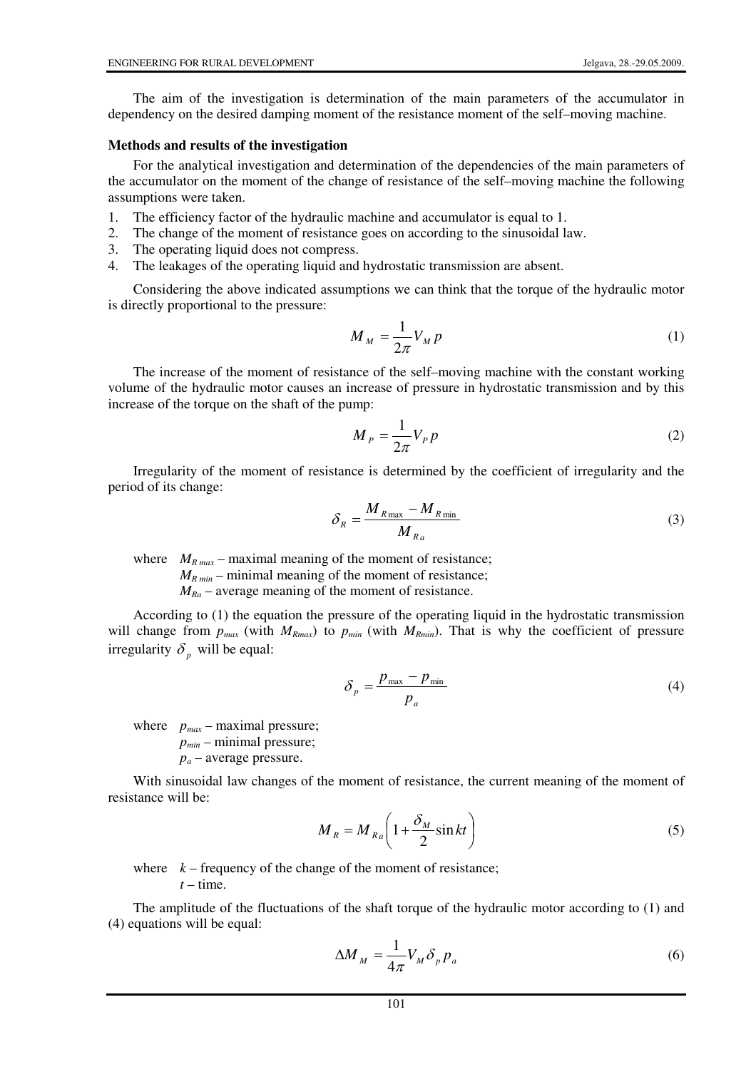The aim of the investigation is determination of the main parameters of the accumulator in dependency on the desired damping moment of the resistance moment of the self–moving machine.

**Methods and results of the investigation**

For the analytical investigation and determination of the dependencies of the main parameters of the accumulator on the moment of the change of resistance of the self–moving machine the following assumptions were taken.

1. The efficiency factor of the hydraulic machine and accumulator is equal to 1.
2. The change of the moment of resistance goes on according to the sinusoidal law.
3. The operating liquid does not compress.
4. The leakages of the operating liquid and hydrostatic transmission are absent.

Considering the above indicated assumptions we can think that the torque of the hydraulic motor is directly proportional to the pressure:

$$M_M = \frac{1}{2\pi} V_M p \tag{1}$$

The increase of the moment of resistance of the self–moving machine with the constant working volume of the hydraulic motor causes an increase of pressure in hydrostatic transmission and by this increase of the torque on the shaft of the pump:

$$M_P = \frac{1}{2\pi} V_P p \tag{2}$$

Irregularity of the moment of resistance is determined by the coefficient of irregularity and the period of its change:

$$\delta_R = \frac{M_{R\max} - M_{R\min}}{M_{Ra}} \tag{3}$$

where $M_{R\,max}$ – maximal meaning of the moment of resistance;
$M_{R\,min}$ – minimal meaning of the moment of resistance;
$M_{Ra}$ – average meaning of the moment of resistance.

According to (1) the equation the pressure of the operating liquid in the hydrostatic transmission will change from $p_{max}$ (with $M_{Rmax}$) to $p_{min}$ (with $M_{Rmin}$). That is why the coefficient of pressure irregularity $\delta_p$ will be equal:

$$\delta_p = \frac{p_{\max} - p_{\min}}{p_a} \tag{4}$$

where $p_{max}$ – maximal pressure;
$p_{min}$ – minimal pressure;
$p_a$ – average pressure.

With sinusoidal law changes of the moment of resistance, the current meaning of the moment of resistance will be:

$$M_R = M_{Ra}\left(1 + \frac{\delta_M}{2}\sin kt\right) \tag{5}$$

where $k$ – frequency of the change of the moment of resistance;
$t$ – time.

The amplitude of the fluctuations of the shaft torque of the hydraulic motor according to (1) and (4) equations will be equal:

$$\Delta M_M = \frac{1}{4\pi} V_M \delta_p p_a \tag{6}$$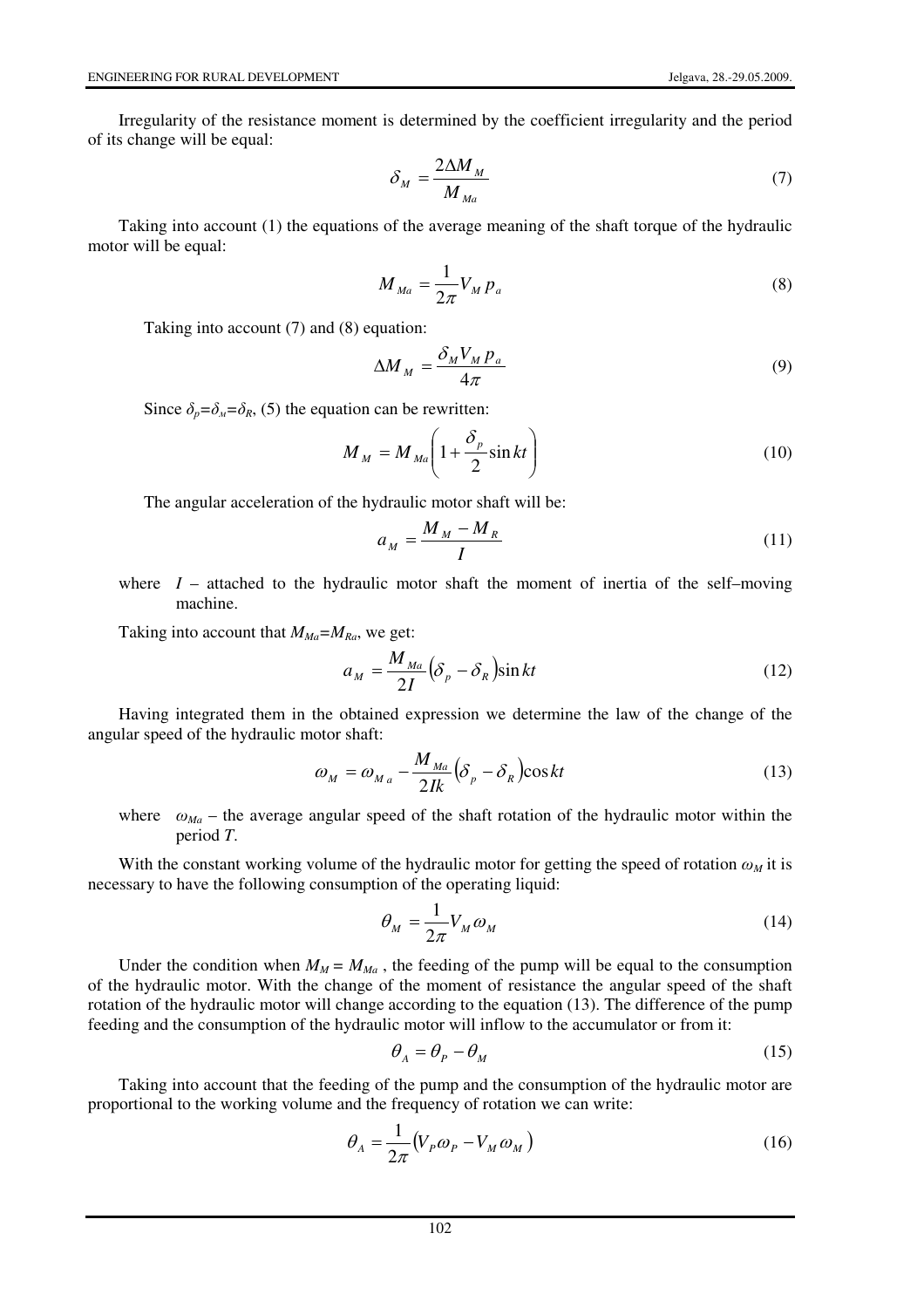Irregularity of the resistance moment is determined by the coefficient irregularity and the period of its change will be equal:

$$\delta_M = \frac{2\Delta M_M}{M_{Ma}} \tag{7}$$

Taking into account (1) the equations of the average meaning of the shaft torque of the hydraulic motor will be equal:

$$M_{Ma} = \frac{1}{2\pi} V_M p_a \tag{8}$$

Taking into account (7) and (8) equation:

$$\Delta M_M = \frac{\delta_M V_M p_a}{4\pi} \tag{9}$$

Since $\delta_p = \delta_M = \delta_R$, (5) the equation can be rewritten:

$$M_M = M_{Ma}\left(1 + \frac{\delta_p}{2}\sin kt\right) \tag{10}$$

The angular acceleration of the hydraulic motor shaft will be:

$$a_M = \frac{M_M - M_R}{I} \tag{11}$$

where $I$ – attached to the hydraulic motor shaft the moment of inertia of the self–moving machine.

Taking into account that $M_{Ma} = M_{Ra}$, we get:

$$a_M = \frac{M_{Ma}}{2I}\left(\delta_p - \delta_R\right)\sin kt \tag{12}$$

Having integrated them in the obtained expression we determine the law of the change of the angular speed of the hydraulic motor shaft:

$$\omega_M = \omega_{M\,a} - \frac{M_{Ma}}{2Ik}\left(\delta_p - \delta_R\right)\cos kt \tag{13}$$

where $\omega_{Ma}$ – the average angular speed of the shaft rotation of the hydraulic motor within the period $T$.

With the constant working volume of the hydraulic motor for getting the speed of rotation $\omega_M$ it is necessary to have the following consumption of the operating liquid:

$$\theta_M = \frac{1}{2\pi} V_M \omega_M \tag{14}$$

Under the condition when $M_M = M_{Ma}$, the feeding of the pump will be equal to the consumption of the hydraulic motor. With the change of the moment of resistance the angular speed of the shaft rotation of the hydraulic motor will change according to the equation (13). The difference of the pump feeding and the consumption of the hydraulic motor will inflow to the accumulator or from it:

$$\theta_A = \theta_P - \theta_M \tag{15}$$

Taking into account that the feeding of the pump and the consumption of the hydraulic motor are proportional to the working volume and the frequency of rotation we can write:

$$\theta_A = \frac{1}{2\pi}\left(V_P \omega_P - V_M \omega_M\right) \tag{16}$$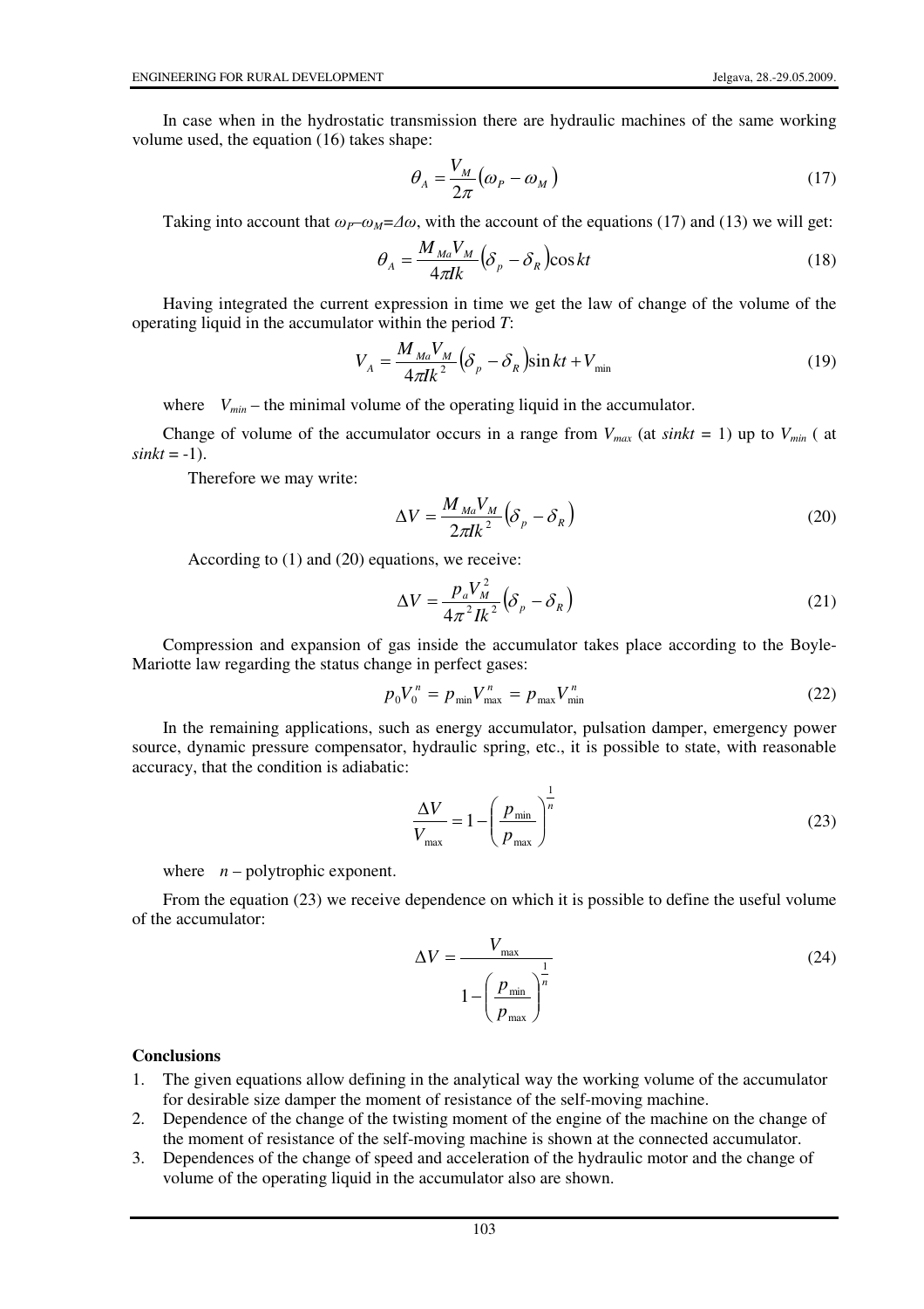In case when in the hydrostatic transmission there are hydraulic machines of the same working volume used, the equation (16) takes shape:

$$\theta_A = \frac{V_M}{2\pi}\left(\omega_P - \omega_M\right) \tag{17}$$

Taking into account that $\omega_P – \omega_M = \Delta\omega$, with the account of the equations (17) and (13) we will get:

$$\theta_A = \frac{M_{Ma} V_M}{4\pi I k}\left(\delta_p - \delta_R\right)\cos kt \tag{18}$$

Having integrated the current expression in time we get the law of change of the volume of the operating liquid in the accumulator within the period $T$:

$$V_A = \frac{M_{Ma} V_M}{4\pi I k^2}\left(\delta_p - \delta_R\right)\sin kt + V_{\min} \tag{19}$$

where $V_{min}$ – the minimal volume of the operating liquid in the accumulator.

Change of volume of the accumulator occurs in a range from $V_{max}$ (at $\sin kt = 1$) up to $V_{min}$ ( at $\sin kt = -1$).

Therefore we may write:

$$\Delta V = \frac{M_{Ma} V_M}{2\pi I k^2}\left(\delta_p - \delta_R\right) \tag{20}$$

According to (1) and (20) equations, we receive:

$$\Delta V = \frac{p_a V_M^2}{4\pi^2 I k^2}\left(\delta_p - \delta_R\right) \tag{21}$$

Compression and expansion of gas inside the accumulator takes place according to the Boyle-Mariotte law regarding the status change in perfect gases:

$$p_0 V_0^n = p_{\min} V_{\max}^n = p_{\max} V_{\min}^n \tag{22}$$

In the remaining applications, such as energy accumulator, pulsation damper, emergency power source, dynamic pressure compensator, hydraulic spring, etc., it is possible to state, with reasonable accuracy, that the condition is adiabatic:

$$\frac{\Delta V}{V_{\max}} = 1 - \left(\frac{p_{\min}}{p_{\max}}\right)^{\frac{1}{n}} \tag{23}$$

where $n$ – polytrophic exponent.

From the equation (23) we receive dependence on which it is possible to define the useful volume of the accumulator:

$$\Delta V = \frac{V_{\max}}{1 - \left(\dfrac{p_{\min}}{p_{\max}}\right)^{\frac{1}{n}}} \tag{24}$$

## Conclusions

1. The given equations allow defining in the analytical way the working volume of the accumulator for desirable size damper the moment of resistance of the self-moving machine.
2. Dependence of the change of the twisting moment of the engine of the machine on the change of the moment of resistance of the self-moving machine is shown at the connected accumulator.
3. Dependences of the change of speed and acceleration of the hydraulic motor and the change of volume of the operating liquid in the accumulator also are shown.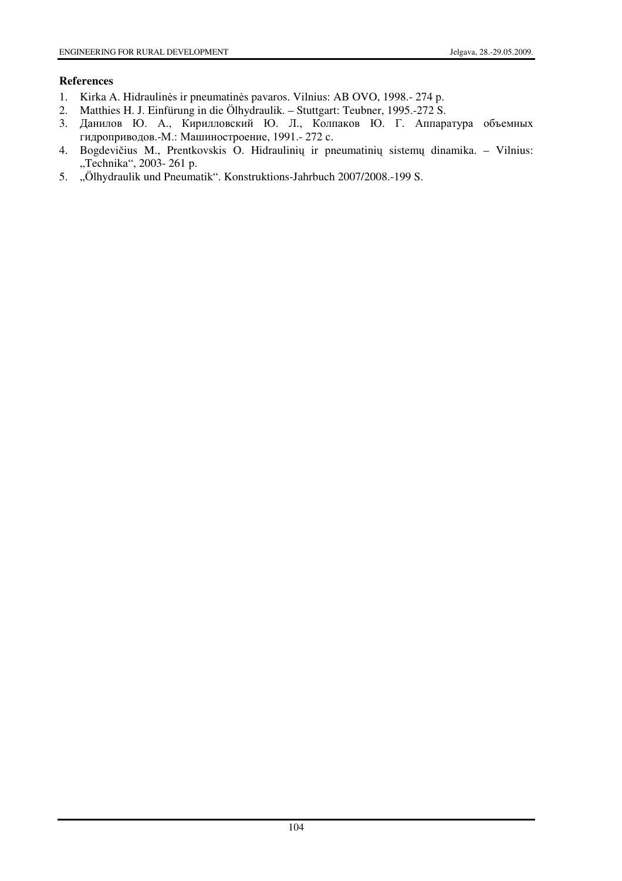**References**

1. Kirka A. Hidraulinės ir pneumatinės pavaros. Vilnius: AB OVO, 1998.- 274 p.
2. Matthies H. J. Einfürung in die Ölhydraulik. – Stuttgart: Teubner, 1995.-272 S.
3. Данилов Ю. А., Кирилловский Ю. Л., Колпаков Ю. Г. Аппаратура объемных гидроприводов.-М.: Машиностроение, 1991.- 272 с.
4. Bogdevičius M., Prentkovskis O. Hidraulinių ir pneumatinių sistemų dinamika. – Vilnius: „Technika“, 2003- 261 p.
5. „Ölhydraulik und Pneumatik“. Konstruktions-Jahrbuch 2007/2008.-199 S.